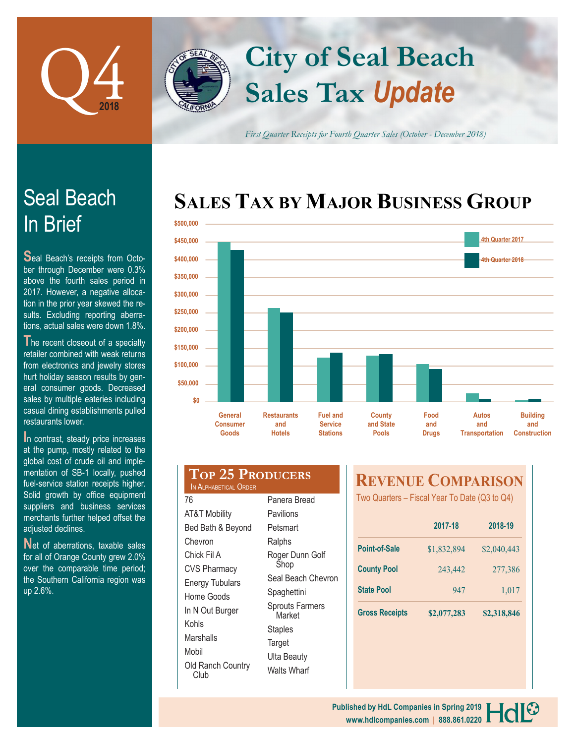# City of Seal Beach Sales Tax *Update*

Q4 2018

*First Quarter Receipts for Fourth Quarter Sales (October - December 2018)*

## Seal Beach In Brief

Seal Beach's receipts from October through December were 0.3% above the fourth sales period in 2017. However, a negative allocation in the prior year skewed the results. Excluding reporting aberrations, actual sales were down 1.8%.

The recent closeout of a specialty retailer combined with weak returns from electronics and jewelry stores hurt holiday season results by general consumer goods. Decreased sales by multiple eateries including casual dining establishments pulled restaurants lower.

In contrast, steady price increases at the pump, mostly related to the global cost of crude oil and implementation of SB-1 locally, pushed fuel-service station receipts higher. Solid growth by office equipment suppliers and business services merchants further helped offset the adjusted declines.

Net of aberrations, taxable sales for all of Orange County grew 2.0% over the comparable time period; the Southern California region was up 2.6%.

## Sales Tax by Major Business Group

(Bar chart comparing 4th Quarter 2017 and 4th Quarter 2018; y-axis $0 to $500,000. Categories: General Consumer Goods, Restaurants and Hotels, Fuel and Service Stations, County and State Pools, Food and Drugs, Autos and Transportation, Building and Construction.)

## Top 25 Producers

In Alphabetical Order

- 76
- AT&T Mobility
- Bed Bath & Beyond
- Chevron
- Chick Fil A
- CVS Pharmacy
- Energy Tubulars
- Home Goods
- In N Out Burger
- Kohls
- Marshalls
- Mobil
- Old Ranch Country Club
- Panera Bread
- Pavilions
- Petsmart
- Ralphs
- Roger Dunn Golf Shop
- Seal Beach Chevron
- Spaghettini
- Sprouts Farmers Market
- Staples
- Target
- Ulta Beauty
- Walts Wharf

## Revenue Comparison

Two Quarters – Fiscal Year To Date (Q3 to Q4)

| | 2017-18 | 2018-19 |
|---|---|---|
| Point-of-Sale | $1,832,894 | $2,040,443 |
| County Pool | 243,442 | 277,386 |
| State Pool | 947 | 1,017 |
| Gross Receipts | $2,077,283 | $2,318,846 |

Published by HdL Companies in Spring 2019
www.hdlcompanies.com | 888.861.0220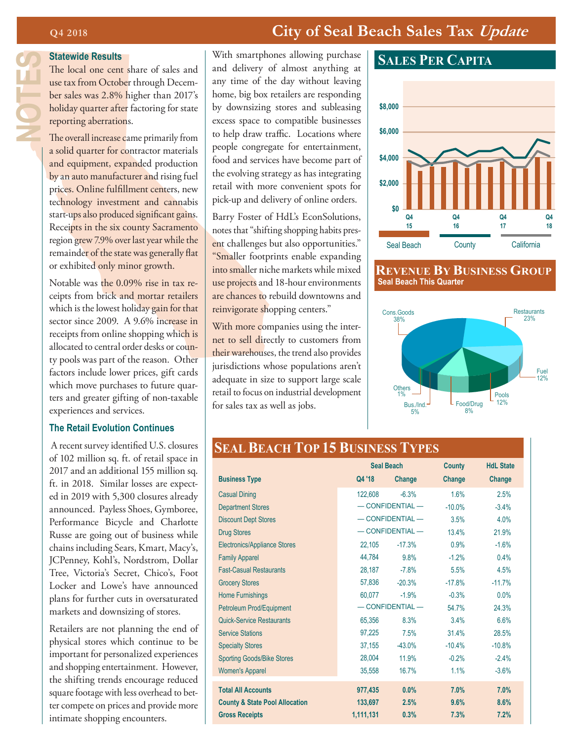Q4 2018 — City of Seal Beach Sales Tax *Update*

NOTES

### Statewide Results

The local one cent share of sales and use tax from October through December sales was 2.8% higher than 2017's holiday quarter after factoring for state reporting aberrations.

The overall increase came primarily from a solid quarter for contractor materials and equipment, expanded production by an auto manufacturer and rising fuel prices. Online fulfillment centers, new technology investment and cannabis start-ups also produced significant gains. Receipts in the six county Sacramento region grew 7.9% over last year while the remainder of the state was generally flat or exhibited only minor growth.

Notable was the 0.09% rise in tax receipts from brick and mortar retailers which is the lowest holiday gain for that sector since 2009. A 9.6% increase in receipts from online shopping which is allocated to central order desks or county pools was part of the reason. Other factors include lower prices, gift cards which move purchases to future quarters and greater gifting of non-taxable experiences and services.

### The Retail Evolution Continues

A recent survey identified U.S. closures of 102 million sq. ft. of retail space in 2017 and an additional 155 million sq. ft. in 2018. Similar losses are expected in 2019 with 5,300 closures already announced. Payless Shoes, Gymboree, Performance Bicycle and Charlotte Russe are going out of business while chains including Sears, Kmart, Macy's, JCPenney, Kohl's, Nordstrom, Dollar Tree, Victoria's Secret, Chico's, Foot Locker and Lowe's have announced plans for further cuts in oversaturated markets and downsizing of stores.

Retailers are not planning the end of physical stores which continue to be important for personalized experiences and shopping entertainment. However, the shifting trends encourage reduced square footage with less overhead to better compete on prices and provide more intimate shopping encounters.

With smartphones allowing purchase and delivery of almost anything at any time of the day without leaving home, big box retailers are responding by downsizing stores and subleasing excess space to compatible businesses to help draw traffic. Locations where people congregate for entertainment, food and services have become part of the evolving strategy as has integrating retail with more convenient spots for pick-up and delivery of online orders.

Barry Foster of HdL's EconSolutions, notes that "shifting shopping habits present challenges but also opportunities." "Smaller footprints enable expanding into smaller niche markets while mixed use projects and 18-hour environments are chances to rebuild downtowns and reinvigorate shopping centers."

With more companies using the internet to sell directly to customers from their warehouses, the trend also provides jurisdictions whose populations aren't adequate in size to support large scale retail to focus on industrial development for sales tax as well as jobs.

## Sales Per Capita

$8,000
$6,000
$4,000
$2,000
$0
Q4 15
Q4 16
Q4 17
Q4 18
Seal Beach
County
California

## Revenue By Business Group

Seal Beach This Quarter

Cons.Goods 38%
Restaurants 23%
Fuel 12%
Pools 12%
Food/Drug 8%
Bus./Ind. 5%
Others 1%

## Seal Beach Top 15 Business Types

| | Seal Beach | | County | HdL State |
|---|---|---|---|---|
| Business Type | Q4 '18 | Change | Change | Change |
| Casual Dining | 122,608 | -6.3% | 1.6% | 2.5% |
| Department Stores | — CONFIDENTIAL — | | -10.0% | -3.4% |
| Discount Dept Stores | — CONFIDENTIAL — | | 3.5% | 4.0% |
| Drug Stores | — CONFIDENTIAL — | | 13.4% | 21.9% |
| Electronics/Appliance Stores | 22,105 | -17.3% | 0.9% | -1.6% |
| Family Apparel | 44,784 | 9.8% | -1.2% | 0.4% |
| Fast-Casual Restaurants | 28,187 | -7.8% | 5.5% | 4.5% |
| Grocery Stores | 57,836 | -20.3% | -17.8% | -11.7% |
| Home Furnishings | 60,077 | -1.9% | -0.3% | 0.0% |
| Petroleum Prod/Equipment | — CONFIDENTIAL — | | 54.7% | 24.3% |
| Quick-Service Restaurants | 65,356 | 8.3% | 3.4% | 6.6% |
| Service Stations | 97,225 | 7.5% | 31.4% | 28.5% |
| Specialty Stores | 37,155 | -43.0% | -10.4% | -10.8% |
| Sporting Goods/Bike Stores | 28,004 | 11.9% | -0.2% | -2.4% |
| Women's Apparel | 35,558 | 16.7% | 1.1% | -3.6% |
| **Total All Accounts** | **977,435** | **0.0%** | **7.0%** | **7.0%** |
| **County & State Pool Allocation** | **133,697** | **2.5%** | **9.6%** | **8.6%** |
| **Gross Receipts** | **1,111,131** | **0.3%** | **7.3%** | **7.2%** |